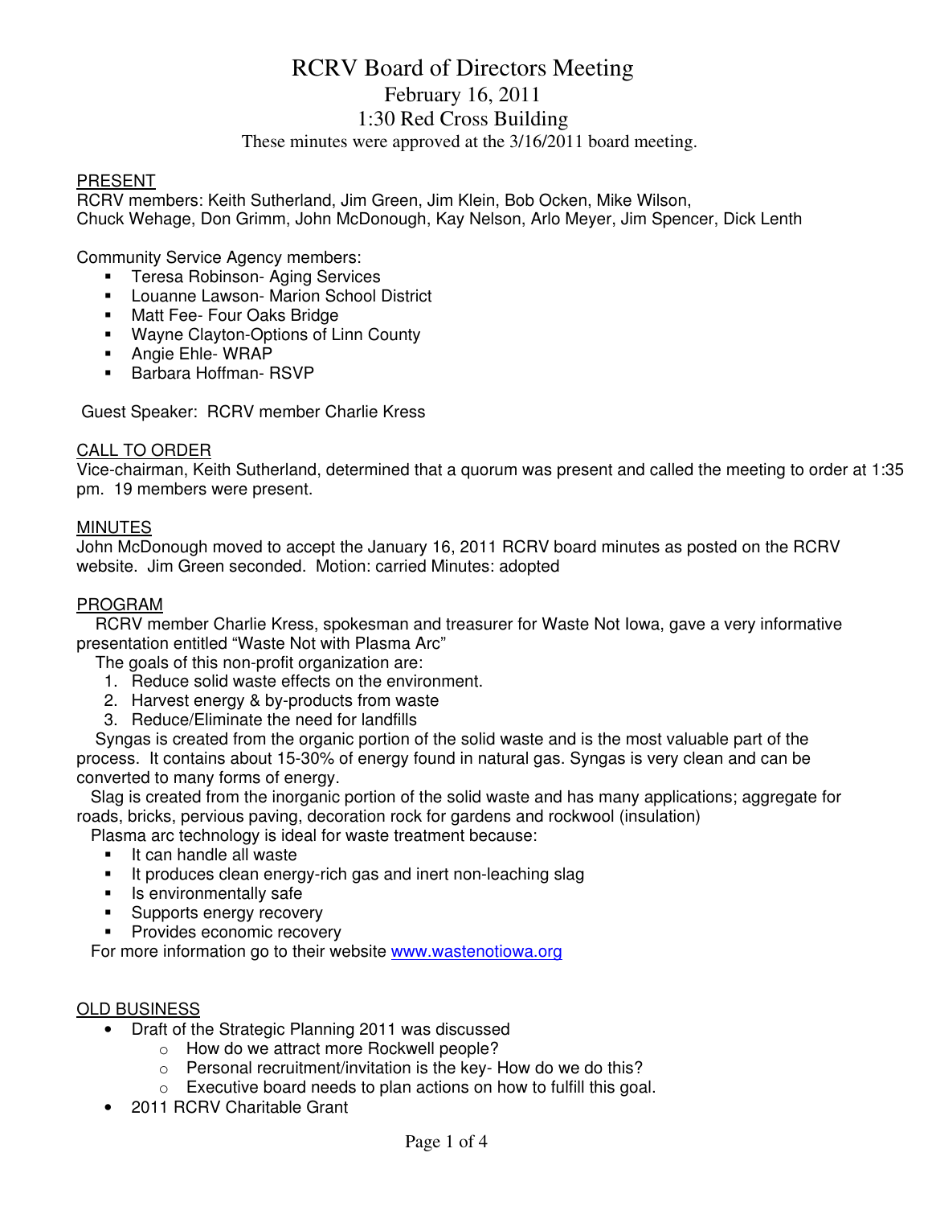# RCRV Board of Directors Meeting

## February 16, 2011

## 1:30 Red Cross Building

These minutes were approved at the 3/16/2011 board meeting.

PRESENT

RCRV members: Keith Sutherland, Jim Green, Jim Klein, Bob Ocken, Mike Wilson, Chuck Wehage, Don Grimm, John McDonough, Kay Nelson, Arlo Meyer, Jim Spencer, Dick Lenth

Community Service Agency members:

- Teresa Robinson- Aging Services
- Louanne Lawson- Marion School District
- Matt Fee- Four Oaks Bridge
- Wayne Clayton-Options of Linn County
- Angie Ehle- WRAP
- Barbara Hoffman- RSVP

Guest Speaker: RCRV member Charlie Kress

CALL TO ORDER

Vice-chairman, Keith Sutherland, determined that a quorum was present and called the meeting to order at 1:35 pm. 19 members were present.

MINUTES

John McDonough moved to accept the January 16, 2011 RCRV board minutes as posted on the RCRV website. Jim Green seconded. Motion: carried Minutes: adopted

PROGRAM

RCRV member Charlie Kress, spokesman and treasurer for Waste Not Iowa, gave a very informative presentation entitled "Waste Not with Plasma Arc"

The goals of this non-profit organization are:

1. Reduce solid waste effects on the environment.
2. Harvest energy & by-products from waste
3. Reduce/Eliminate the need for landfills

Syngas is created from the organic portion of the solid waste and is the most valuable part of the process. It contains about 15-30% of energy found in natural gas. Syngas is very clean and can be converted to many forms of energy.

Slag is created from the inorganic portion of the solid waste and has many applications; aggregate for roads, bricks, pervious paving, decoration rock for gardens and rockwool (insulation)

Plasma arc technology is ideal for waste treatment because:

- It can handle all waste
- It produces clean energy-rich gas and inert non-leaching slag
- Is environmentally safe
- Supports energy recovery
- Provides economic recovery

For more information go to their website www.wastenotiowa.org

OLD BUSINESS

- Draft of the Strategic Planning 2011 was discussed
  - How do we attract more Rockwell people?
  - Personal recruitment/invitation is the key- How do we do this?
  - Executive board needs to plan actions on how to fulfill this goal.
- 2011 RCRV Charitable Grant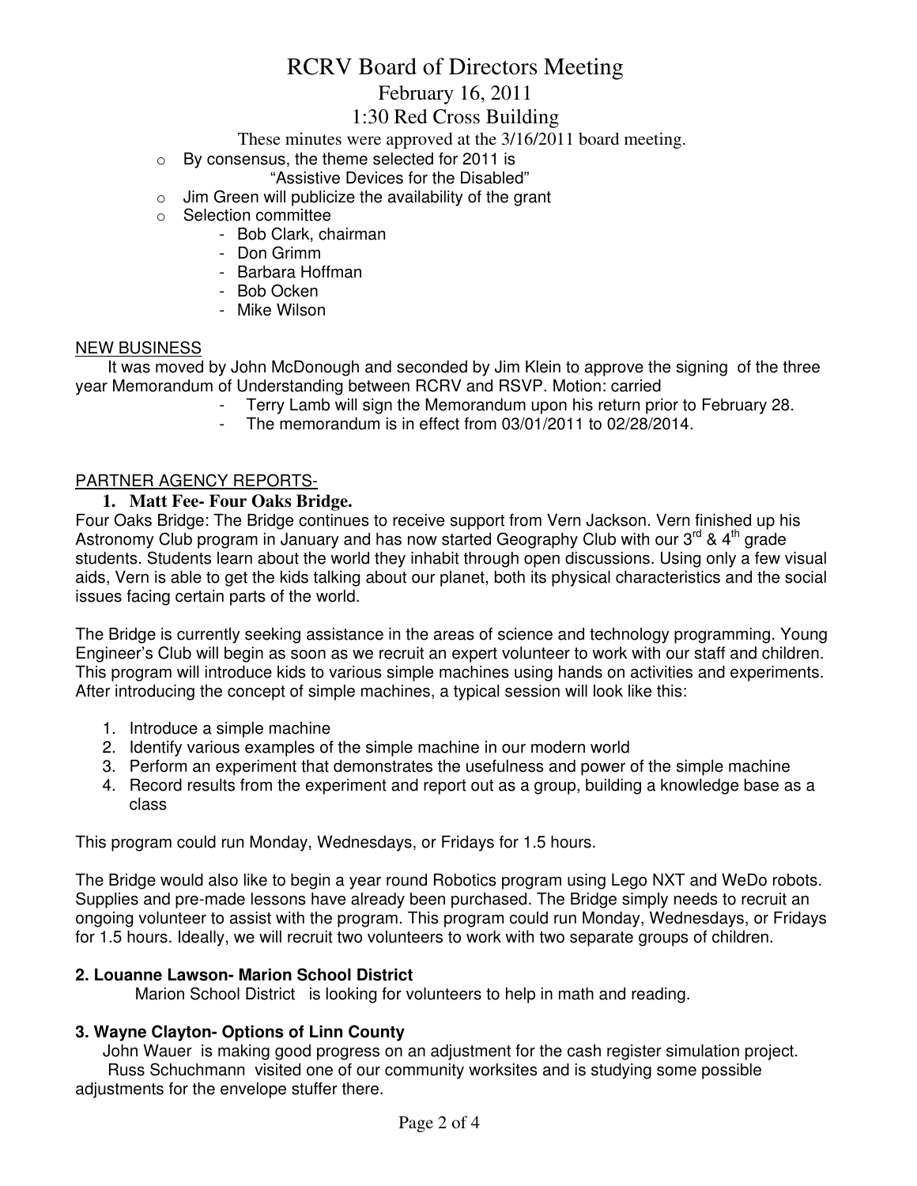# RCRV Board of Directors Meeting

February 16, 2011

1:30 Red Cross Building

These minutes were approved at the 3/16/2011 board meeting.

- By consensus, the theme selected for 2011 is
  "Assistive Devices for the Disabled"
- Jim Green will publicize the availability of the grant
- Selection committee
  - Bob Clark, chairman
  - Don Grimm
  - Barbara Hoffman
  - Bob Ocken
  - Mike Wilson

NEW BUSINESS

It was moved by John McDonough and seconded by Jim Klein to approve the signing of the three year Memorandum of Understanding between RCRV and RSVP. Motion: carried

- Terry Lamb will sign the Memorandum upon his return prior to February 28.
- The memorandum is in effect from 03/01/2011 to 02/28/2014.

PARTNER AGENCY REPORTS-

**1. Matt Fee- Four Oaks Bridge.**

Four Oaks Bridge: The Bridge continues to receive support from Vern Jackson. Vern finished up his Astronomy Club program in January and has now started Geography Club with our 3rd & 4th grade students. Students learn about the world they inhabit through open discussions. Using only a few visual aids, Vern is able to get the kids talking about our planet, both its physical characteristics and the social issues facing certain parts of the world.

The Bridge is currently seeking assistance in the areas of science and technology programming. Young Engineer's Club will begin as soon as we recruit an expert volunteer to work with our staff and children. This program will introduce kids to various simple machines using hands on activities and experiments. After introducing the concept of simple machines, a typical session will look like this:

1. Introduce a simple machine
2. Identify various examples of the simple machine in our modern world
3. Perform an experiment that demonstrates the usefulness and power of the simple machine
4. Record results from the experiment and report out as a group, building a knowledge base as a class

This program could run Monday, Wednesdays, or Fridays for 1.5 hours.

The Bridge would also like to begin a year round Robotics program using Lego NXT and WeDo robots. Supplies and pre-made lessons have already been purchased. The Bridge simply needs to recruit an ongoing volunteer to assist with the program. This program could run Monday, Wednesdays, or Fridays for 1.5 hours. Ideally, we will recruit two volunteers to work with two separate groups of children.

**2. Louanne Lawson- Marion School District**

Marion School District is looking for volunteers to help in math and reading.

**3. Wayne Clayton- Options of Linn County**

John Wauer is making good progress on an adjustment for the cash register simulation project. Russ Schuchmann visited one of our community worksites and is studying some possible adjustments for the envelope stuffer there.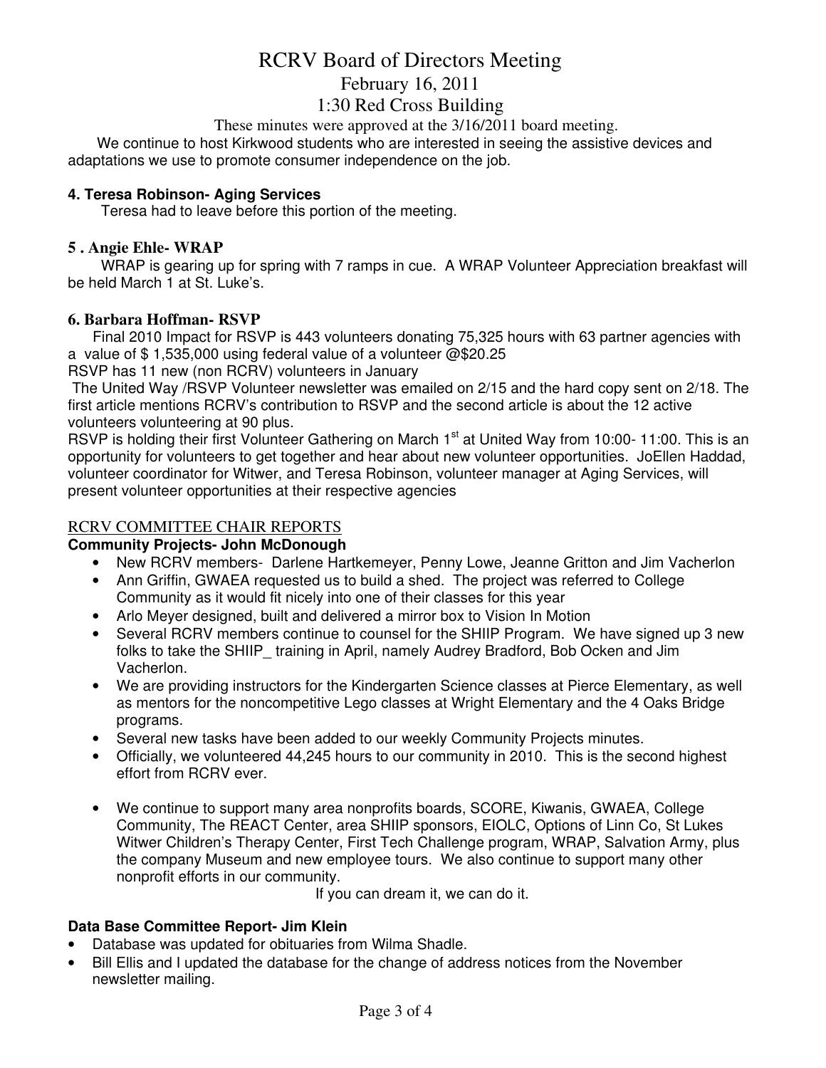# RCRV Board of Directors Meeting

February 16, 2011

1:30 Red Cross Building

These minutes were approved at the 3/16/2011 board meeting.

We continue to host Kirkwood students who are interested in seeing the assistive devices and adaptations we use to promote consumer independence on the job.

### 4. Teresa Robinson- Aging Services

Teresa had to leave before this portion of the meeting.

### 5 . Angie Ehle- WRAP

WRAP is gearing up for spring with 7 ramps in cue. A WRAP Volunteer Appreciation breakfast will be held March 1 at St. Luke's.

### 6. Barbara Hoffman- RSVP

Final 2010 Impact for RSVP is 443 volunteers donating 75,325 hours with 63 partner agencies with a value of $ 1,535,000 using federal value of a volunteer @$20.25

RSVP has 11 new (non RCRV) volunteers in January

The United Way /RSVP Volunteer newsletter was emailed on 2/15 and the hard copy sent on 2/18. The first article mentions RCRV's contribution to RSVP and the second article is about the 12 active volunteers volunteering at 90 plus.

RSVP is holding their first Volunteer Gathering on March 1st at United Way from 10:00- 11:00. This is an opportunity for volunteers to get together and hear about new volunteer opportunities. JoEllen Haddad, volunteer coordinator for Witwer, and Teresa Robinson, volunteer manager at Aging Services, will present volunteer opportunities at their respective agencies

## RCRV COMMITTEE CHAIR REPORTS

### Community Projects- John McDonough

- New RCRV members- Darlene Hartkemeyer, Penny Lowe, Jeanne Gritton and Jim Vacherlon
- Ann Griffin, GWAEA requested us to build a shed. The project was referred to College Community as it would fit nicely into one of their classes for this year
- Arlo Meyer designed, built and delivered a mirror box to Vision In Motion
- Several RCRV members continue to counsel for the SHIIP Program. We have signed up 3 new folks to take the SHIIP_ training in April, namely Audrey Bradford, Bob Ocken and Jim Vacherlon.
- We are providing instructors for the Kindergarten Science classes at Pierce Elementary, as well as mentors for the noncompetitive Lego classes at Wright Elementary and the 4 Oaks Bridge programs.
- Several new tasks have been added to our weekly Community Projects minutes.
- Officially, we volunteered 44,245 hours to our community in 2010. This is the second highest effort from RCRV ever.
- We continue to support many area nonprofits boards, SCORE, Kiwanis, GWAEA, College Community, The REACT Center, area SHIIP sponsors, EIOLC, Options of Linn Co, St Lukes Witwer Children's Therapy Center, First Tech Challenge program, WRAP, Salvation Army, plus the company Museum and new employee tours. We also continue to support many other nonprofit efforts in our community.

If you can dream it, we can do it.

### Data Base Committee Report- Jim Klein

- Database was updated for obituaries from Wilma Shadle.
- Bill Ellis and I updated the database for the change of address notices from the November newsletter mailing.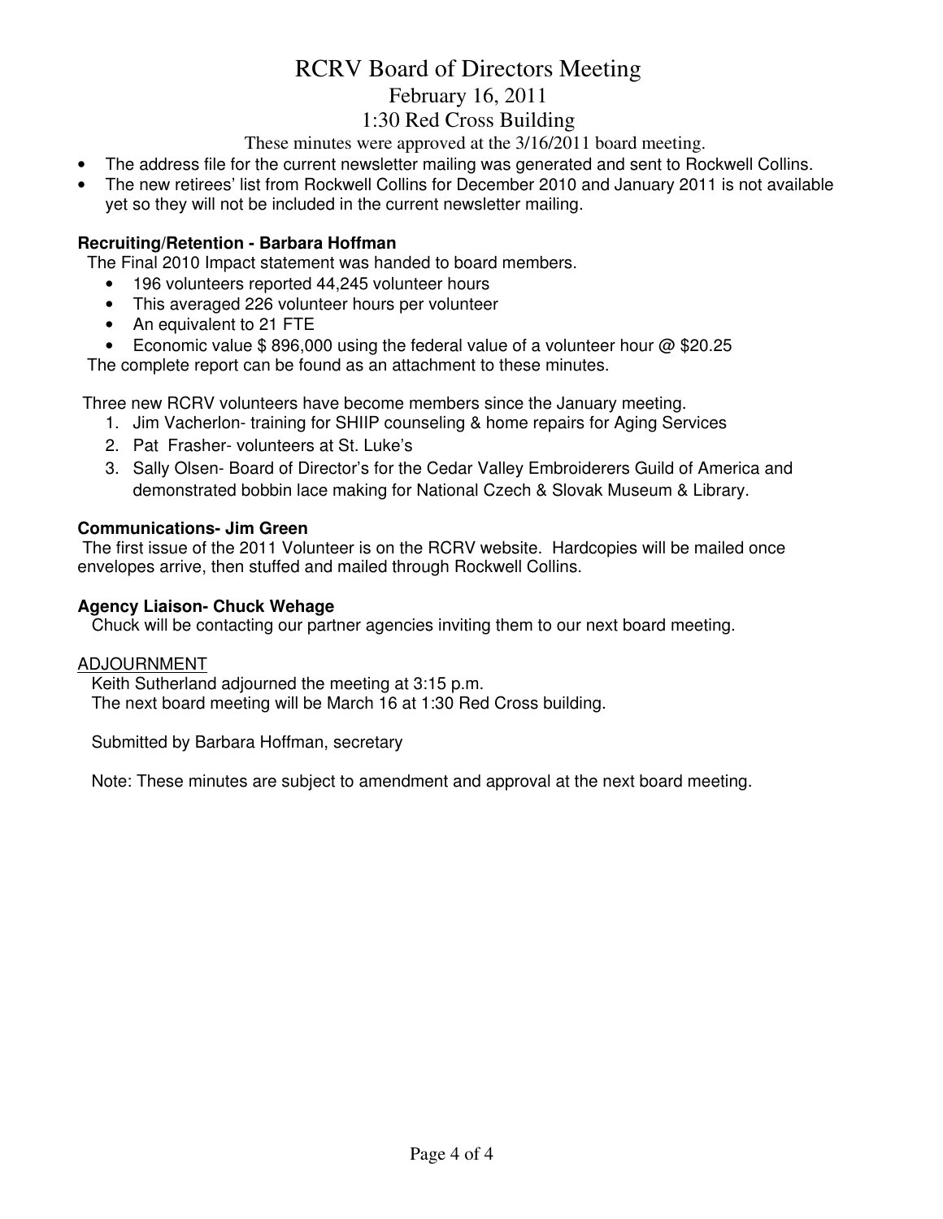# RCRV Board of Directors Meeting

February 16, 2011

1:30 Red Cross Building

These minutes were approved at the 3/16/2011 board meeting.

- The address file for the current newsletter mailing was generated and sent to Rockwell Collins.
- The new retirees' list from Rockwell Collins for December 2010 and January 2011 is not available yet so they will not be included in the current newsletter mailing.

**Recruiting/Retention - Barbara Hoffman**

The Final 2010 Impact statement was handed to board members.

- 196 volunteers reported 44,245 volunteer hours
- This averaged 226 volunteer hours per volunteer
- An equivalent to 21 FTE
- Economic value $ 896,000 using the federal value of a volunteer hour @ $20.25

The complete report can be found as an attachment to these minutes.

Three new RCRV volunteers have become members since the January meeting.

1. Jim Vacherlon- training for SHIIP counseling & home repairs for Aging Services
2. Pat Frasher- volunteers at St. Luke's
3. Sally Olsen- Board of Director's for the Cedar Valley Embroiderers Guild of America and demonstrated bobbin lace making for National Czech & Slovak Museum & Library.

**Communications- Jim Green**

The first issue of the 2011 Volunteer is on the RCRV website. Hardcopies will be mailed once envelopes arrive, then stuffed and mailed through Rockwell Collins.

**Agency Liaison- Chuck Wehage**

Chuck will be contacting our partner agencies inviting them to our next board meeting.

ADJOURNMENT

Keith Sutherland adjourned the meeting at 3:15 p.m.
The next board meeting will be March 16 at 1:30 Red Cross building.

Submitted by Barbara Hoffman, secretary

Note: These minutes are subject to amendment and approval at the next board meeting.